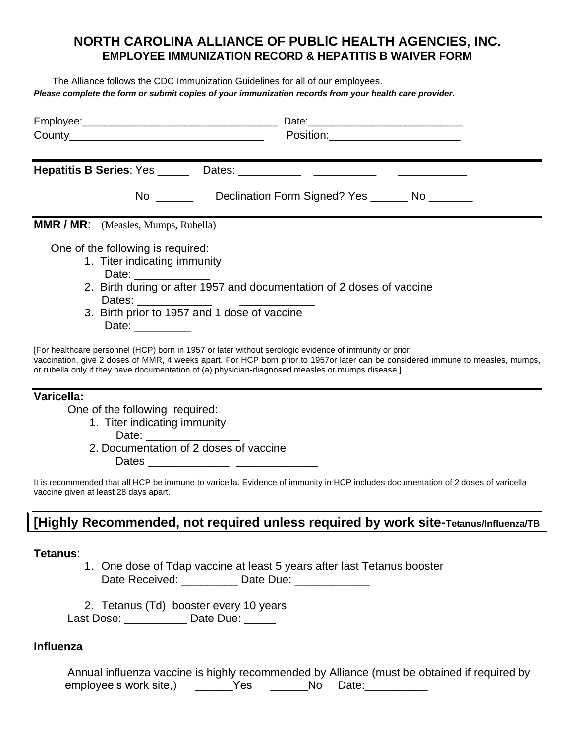# NORTH CAROLINA ALLIANCE OF PUBLIC HEALTH AGENCIES, INC.
## EMPLOYEE IMMUNIZATION RECORD & HEPATITIS B WAIVER FORM

The Alliance follows the CDC Immunization Guidelines for all of our employees.

***Please complete the form or submit copies of your immunization records from your health care provider.***

Employee:_________________________________ Date:__________________________

County_______________________________ Position:_____________________

---

**Hepatitis B Series**: Yes _____ Dates: __________ __________ ___________

No ______ Declination Form Signed? Yes ______ No _______

---

**MMR / MR**: (Measles, Mumps, Rubella)

One of the following is required:

1. Titer indicating immunity
   Date: ____________
2. Birth during or after 1957 and documentation of 2 doses of vaccine
   Dates: ____________ ____________
3. Birth prior to 1957 and 1 dose of vaccine
   Date: _________

[For healthcare personnel (HCP) born in 1957 or later without serologic evidence of immunity or prior vaccination, give 2 doses of MMR, 4 weeks apart. For HCP born prior to 1957or later can be considered immune to measles, mumps, or rubella only if they have documentation of (a) physician-diagnosed measles or mumps disease.]

---

**Varicella:**

One of the following required:

1. Titer indicating immunity
   Date: _______________
2. Documentation of 2 doses of vaccine
   Dates _____________ _____________

It is recommended that all HCP be immune to varicella. Evidence of immunity in HCP includes documentation of 2 doses of varicella vaccine given at least 28 days apart.

---

**[Highly Recommended, not required unless required by work site-Tetanus/Influenza/TB**

**Tetanus**:

1. One dose of Tdap vaccine at least 5 years after last Tetanus booster
   Date Received: _________ Date Due: ____________
2. Tetanus (Td) booster every 10 years

Last Dose: __________ Date Due: _____

---

**Influenza**

Annual influenza vaccine is highly recommended by Alliance (must be obtained if required by employee's work site,) ______Yes ______No Date:__________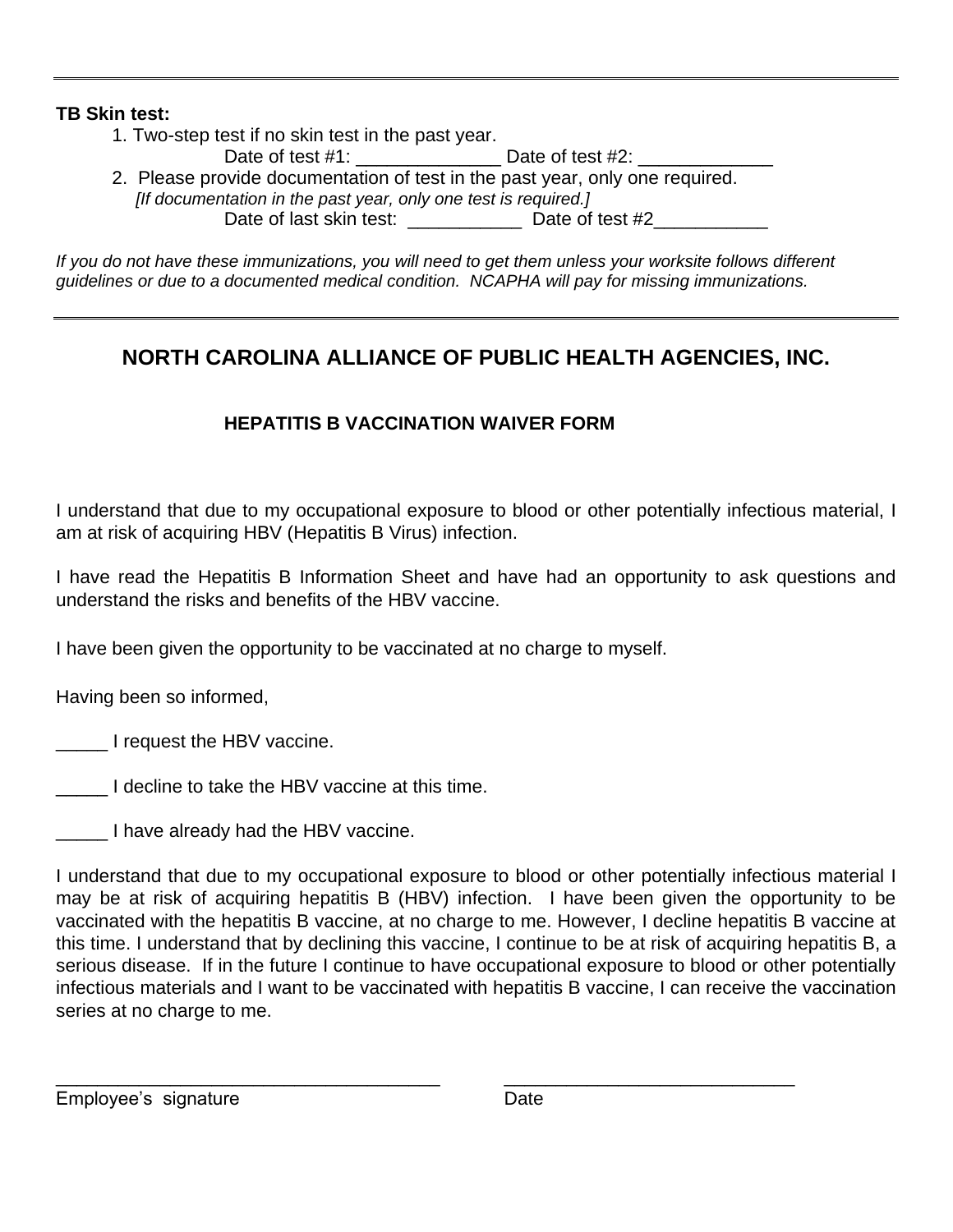**TB Skin test:**

1. Two-step test if no skin test in the past year.
   Date of test #1: ______________ Date of test #2: _____________
2. Please provide documentation of test in the past year, only one required.
   *[If documentation in the past year, only one test is required.]*
   Date of last skin test: ___________ Date of test #2___________

*If you do not have these immunizations, you will need to get them unless your worksite follows different guidelines or due to a documented medical condition. NCAPHA will pay for missing immunizations.*

---

## NORTH CAROLINA ALLIANCE OF PUBLIC HEALTH AGENCIES, INC.

### HEPATITIS B VACCINATION WAIVER FORM

I understand that due to my occupational exposure to blood or other potentially infectious material, I am at risk of acquiring HBV (Hepatitis B Virus) infection.

I have read the Hepatitis B Information Sheet and have had an opportunity to ask questions and understand the risks and benefits of the HBV vaccine.

I have been given the opportunity to be vaccinated at no charge to myself.

Having been so informed,

_____ I request the HBV vaccine.

_____ I decline to take the HBV vaccine at this time.

_____ I have already had the HBV vaccine.

I understand that due to my occupational exposure to blood or other potentially infectious material I may be at risk of acquiring hepatitis B (HBV) infection. I have been given the opportunity to be vaccinated with the hepatitis B vaccine, at no charge to me. However, I decline hepatitis B vaccine at this time. I understand that by declining this vaccine, I continue to be at risk of acquiring hepatitis B, a serious disease. If in the future I continue to have occupational exposure to blood or other potentially infectious materials and I want to be vaccinated with hepatitis B vaccine, I can receive the vaccination series at no charge to me.

______________________________________ ____________________________

Employee's signature Date